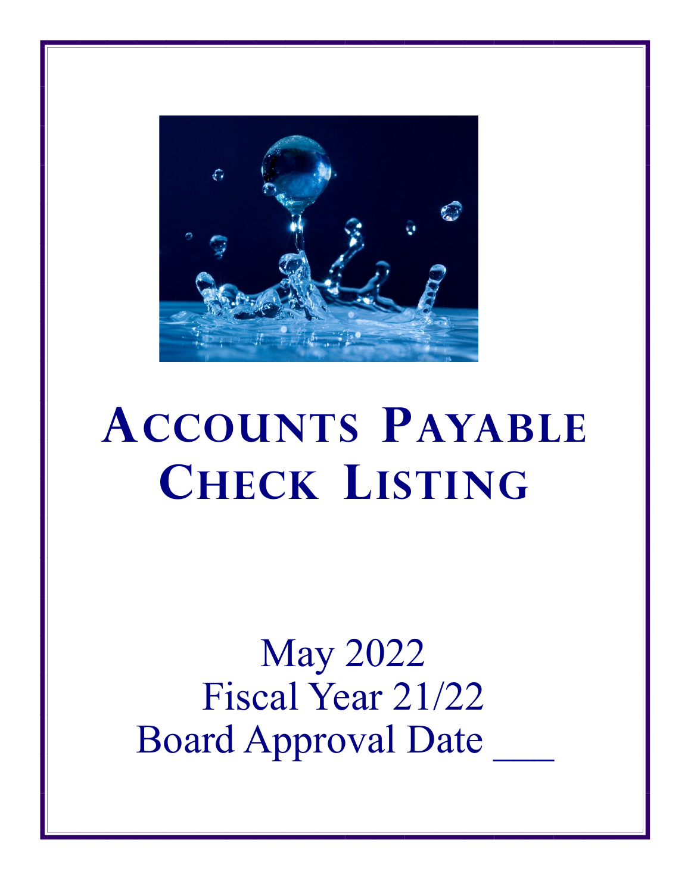# Accounts Payable Check Listing

May 2022

Fiscal Year 21/22

Board Approval Date ___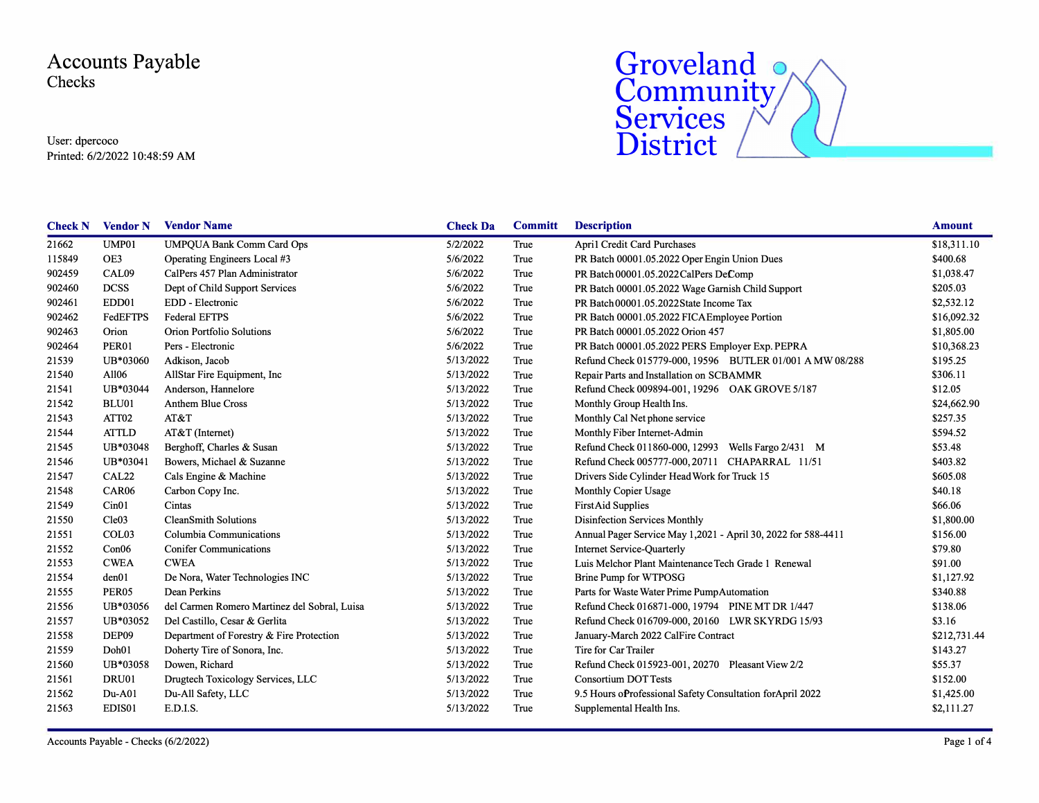# Accounts Payable

## Checks

User: dpercoco
Printed: 6/2/2022 10:48:59 AM

Groveland Community Services District

| Check N | Vendor N | Vendor Name | Check Da | Committ | Description | Amount |
|---|---|---|---|---|---|---|
| 21662 | UMP01 | UMPQUA Bank Comm Card Ops | 5/2/2022 | True | April Credit Card Purchases | $18,311.10 |
| 115849 | OE3 | Operating Engineers Local #3 | 5/6/2022 | True | PR Batch 00001.05.2022 Oper Engin Union Dues | $400.68 |
| 902459 | CAL09 | CalPers 457 Plan Administrator | 5/6/2022 | True | PR Batch 00001.05.2022 CalPers DefComp | $1,038.47 |
| 902460 | DCSS | Dept of Child Support Services | 5/6/2022 | True | PR Batch 00001.05.2022 Wage Garnish Child Support | $205.03 |
| 902461 | EDD01 | EDD - Electronic | 5/6/2022 | True | PR Batch 00001.05.2022 State Income Tax | $2,532.12 |
| 902462 | FedEFTPS | Federal EFTPS | 5/6/2022 | True | PR Batch 00001.05.2022 FICA Employee Portion | $16,092.32 |
| 902463 | Orion | Orion Portfolio Solutions | 5/6/2022 | True | PR Batch 00001.05.2022 Orion 457 | $1,805.00 |
| 902464 | PER01 | Pers - Electronic | 5/6/2022 | True | PR Batch 00001.05.2022 PERS Employer Exp. PEPRA | $10,368.23 |
| 21539 | UB*03060 | Adkison, Jacob | 5/13/2022 | True | Refund Check 015779-000, 19596 BUTLER 01/001 A MW 08/288 | $195.25 |
| 21540 | All06 | AllStar Fire Equipment, Inc | 5/13/2022 | True | Repair Parts and Installation on SCBAMMR | $306.11 |
| 21541 | UB*03044 | Anderson, Hannelore | 5/13/2022 | True | Refund Check 009894-001, 19296 OAK GROVE 5/187 | $12.05 |
| 21542 | BLU01 | Anthem Blue Cross | 5/13/2022 | True | Monthly Group Health Ins. | $24,662.90 |
| 21543 | ATT02 | AT&T | 5/13/2022 | True | Monthly Cal Net phone service | $257.35 |
| 21544 | ATTLD | AT&T (Internet) | 5/13/2022 | True | Monthly Fiber Internet-Admin | $594.52 |
| 21545 | UB*03048 | Berghoff, Charles & Susan | 5/13/2022 | True | Refund Check 011860-000, 12993 Wells Fargo 2/431 M | $53.48 |
| 21546 | UB*03041 | Bowers, Michael & Suzanne | 5/13/2022 | True | Refund Check 005777-000, 20711 CHAPARRAL 11/51 | $403.82 |
| 21547 | CAL22 | Cals Engine & Machine | 5/13/2022 | True | Drivers Side Cylinder Head Work for Truck 15 | $605.08 |
| 21548 | CAR06 | Carbon Copy Inc. | 5/13/2022 | True | Monthly Copier Usage | $40.18 |
| 21549 | Cin01 | Cintas | 5/13/2022 | True | First Aid Supplies | $66.06 |
| 21550 | Cle03 | CleanSmith Solutions | 5/13/2022 | True | Disinfection Services Monthly | $1,800.00 |
| 21551 | COL03 | Columbia Communications | 5/13/2022 | True | Annual Pager Service May 1,2021 - April 30, 2022 for 588-4411 | $156.00 |
| 21552 | Con06 | Conifer Communications | 5/13/2022 | True | Internet Service-Quarterly | $79.80 |
| 21553 | CWEA | CWEA | 5/13/2022 | True | Luis Melchor Plant Maintenance Tech Grade 1 Renewal | $91.00 |
| 21554 | den01 | De Nora, Water Technologies INC | 5/13/2022 | True | Brine Pump for WTPOSG | $1,127.92 |
| 21555 | PER05 | Dean Perkins | 5/13/2022 | True | Parts for Waste Water Prime Pump Automation | $340.88 |
| 21556 | UB*03056 | del Carmen Romero Martinez del Sobral, Luisa | 5/13/2022 | True | Refund Check 016871-000, 19794 PINE MT DR 1/447 | $138.06 |
| 21557 | UB*03052 | Del Castillo, Cesar & Gerlita | 5/13/2022 | True | Refund Check 016709-000, 20160 LWR SKYRDG 15/93 | $3.16 |
| 21558 | DEP09 | Department of Forestry & Fire Protection | 5/13/2022 | True | January-March 2022 CalFire Contract | $212,731.44 |
| 21559 | Doh01 | Doherty Tire of Sonora, Inc. | 5/13/2022 | True | Tire for Car Trailer | $143.27 |
| 21560 | UB*03058 | Dowen, Richard | 5/13/2022 | True | Refund Check 015923-001, 20270 Pleasant View 2/2 | $55.37 |
| 21561 | DRU01 | Drugtech Toxicology Services, LLC | 5/13/2022 | True | Consortium DOT Tests | $152.00 |
| 21562 | Du-A01 | Du-All Safety, LLC | 5/13/2022 | True | 9.5 Hours of Professional Safety Consultation for April 2022 | $1,425.00 |
| 21563 | EDIS01 | E.D.I.S. | 5/13/2022 | True | Supplemental Health Ins. | $2,111.27 |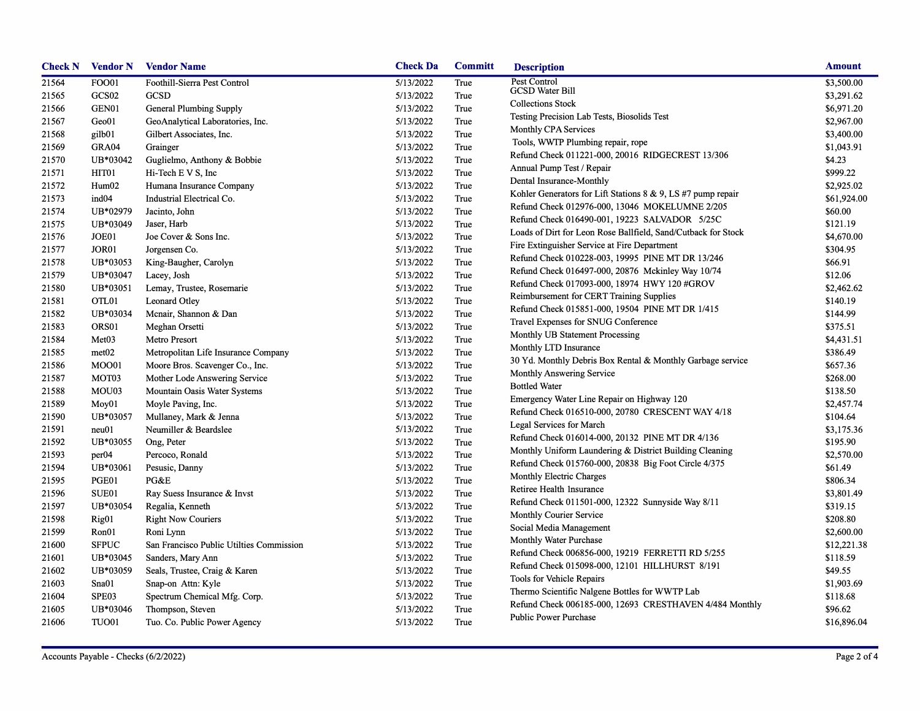| Check N | Vendor N | Vendor Name | Check Da | Committ | Description | Amount |
|---|---|---|---|---|---|---|
| 21564 | FOO01 | Foothill-Sierra Pest Control | 5/13/2022 | True | Pest Control | $3,500.00 |
| 21565 | GCS02 | GCSD | 5/13/2022 | True | GCSD Water Bill | $3,291.62 |
| 21566 | GEN01 | General Plumbing Supply | 5/13/2022 | True | Collections Stock | $6,971.20 |
| 21567 | Geo01 | GeoAnalytical Laboratories, Inc. | 5/13/2022 | True | Testing Precision Lab Tests, Biosolids Test | $2,967.00 |
| 21568 | gilb01 | Gilbert Associates, Inc. | 5/13/2022 | True | Monthly CPA Services | $3,400.00 |
| 21569 | GRA04 | Grainger | 5/13/2022 | True | Tools, WWTP Plumbing repair, rope | $1,043.91 |
| 21570 | UB*03042 | Guglielmo, Anthony & Bobbie | 5/13/2022 | True | Refund Check 011221-000, 20016 RIDGECREST 13/306 | $4.23 |
| 21571 | HIT01 | Hi-Tech E V S, Inc | 5/13/2022 | True | Annual Pump Test / Repair | $999.22 |
| 21572 | Hum02 | Humana Insurance Company | 5/13/2022 | True | Dental Insurance-Monthly | $2,925.02 |
| 21573 | ind04 | Industrial Electrical Co. | 5/13/2022 | True | Kohler Generators for Lift Stations 8 & 9, LS #7 pump repair | $61,924.00 |
| 21574 | UB*02979 | Jacinto, John | 5/13/2022 | True | Refund Check 012976-000, 13046 MOKELUMNE 2/205 | $60.00 |
| 21575 | UB*03049 | Jaser, Harb | 5/13/2022 | True | Refund Check 016490-001, 19223 SALVADOR 5/25C | $121.19 |
| 21576 | JOE01 | Joe Cover & Sons Inc. | 5/13/2022 | True | Loads of Dirt for Leon Rose Ballfield, Sand/Cutback for Stock | $4,670.00 |
| 21577 | JOR01 | Jorgensen Co. | 5/13/2022 | True | Fire Extinguisher Service at Fire Department | $304.95 |
| 21578 | UB*03053 | King-Baugher, Carolyn | 5/13/2022 | True | Refund Check 010228-003, 19995 PINE MT DR 13/246 | $66.91 |
| 21579 | UB*03047 | Lacey, Josh | 5/13/2022 | True | Refund Check 016497-000, 20876 Mckinley Way 10/74 | $12.06 |
| 21580 | UB*03051 | Lemay, Trustee, Rosemarie | 5/13/2022 | True | Refund Check 017093-000, 18974 HWY 120 #GROV | $2,462.62 |
| 21581 | OTL01 | Leonard Otley | 5/13/2022 | True | Reimbursement for CERT Training Supplies | $140.19 |
| 21582 | UB*03034 | Mcnair, Shannon & Dan | 5/13/2022 | True | Refund Check 015851-000, 19504 PINE MT DR 1/415 | $144.99 |
| 21583 | ORS01 | Meghan Orsetti | 5/13/2022 | True | Travel Expenses for SNUG Conference | $375.51 |
| 21584 | Met03 | Metro Presort | 5/13/2022 | True | Monthly UB Statement Processing | $4,431.51 |
| 21585 | met02 | Metropolitan Life Insurance Company | 5/13/2022 | True | Monthly LTD Insurance | $386.49 |
| 21586 | MOO01 | Moore Bros. Scavenger Co., Inc. | 5/13/2022 | True | 30 Yd. Monthly Debris Box Rental & Monthly Garbage service | $657.36 |
| 21587 | MOT03 | Mother Lode Answering Service | 5/13/2022 | True | Monthly Answering Service | $268.00 |
| 21588 | MOU03 | Mountain Oasis Water Systems | 5/13/2022 | True | Bottled Water | $138.50 |
| 21589 | Moy01 | Moyle Paving, Inc. | 5/13/2022 | True | Emergency Water Line Repair on Highway 120 | $2,457.74 |
| 21590 | UB*03057 | Mullaney, Mark & Jenna | 5/13/2022 | True | Refund Check 016510-000, 20780 CRESCENT WAY 4/18 | $104.64 |
| 21591 | neu01 | Neumiller & Beardslee | 5/13/2022 | True | Legal Services for March | $3,175.36 |
| 21592 | UB*03055 | Ong, Peter | 5/13/2022 | True | Refund Check 016014-000, 20132 PINE MT DR 4/136 | $195.90 |
| 21593 | per04 | Percoco, Ronald | 5/13/2022 | True | Monthly Uniform Laundering & District Building Cleaning | $2,570.00 |
| 21594 | UB*03061 | Pesusic, Danny | 5/13/2022 | True | Refund Check 015760-000, 20838 Big Foot Circle 4/375 | $61.49 |
| 21595 | PGE01 | PG&E | 5/13/2022 | True | Monthly Electric Charges | $806.34 |
| 21596 | SUE01 | Ray Suess Insurance & Invst | 5/13/2022 | True | Retiree Health Insurance | $3,801.49 |
| 21597 | UB*03054 | Regalia, Kenneth | 5/13/2022 | True | Refund Check 011501-000, 12322 Sunnyside Way 8/11 | $319.15 |
| 21598 | Rig01 | Right Now Couriers | 5/13/2022 | True | Monthly Courier Service | $208.80 |
| 21599 | Ron01 | Roni Lynn | 5/13/2022 | True | Social Media Management | $2,600.00 |
| 21600 | SFPUC | San Francisco Public Utilties Commission | 5/13/2022 | True | Monthly Water Purchase | $12,221.38 |
| 21601 | UB*03045 | Sanders, Mary Ann | 5/13/2022 | True | Refund Check 006856-000, 19219 FERRETTI RD 5/255 | $118.59 |
| 21602 | UB*03059 | Seals, Trustee, Craig & Karen | 5/13/2022 | True | Refund Check 015098-000, 12101 HILLHURST 8/191 | $49.55 |
| 21603 | Sna01 | Snap-on Attn: Kyle | 5/13/2022 | True | Tools for Vehicle Repairs | $1,903.69 |
| 21604 | SPE03 | Spectrum Chemical Mfg. Corp. | 5/13/2022 | True | Thermo Scientific Nalgene Bottles for WWTP Lab | $118.68 |
| 21605 | UB*03046 | Thompson, Steven | 5/13/2022 | True | Refund Check 006185-000, 12693 CRESTHAVEN 4/484 | $96.62 |
| 21606 | TUO01 | Tuo. Co. Public Power Agency | 5/13/2022 | True | Monthly Public Power Purchase | $16,896.04 |

Accounts Payable - Checks (6/2/2022)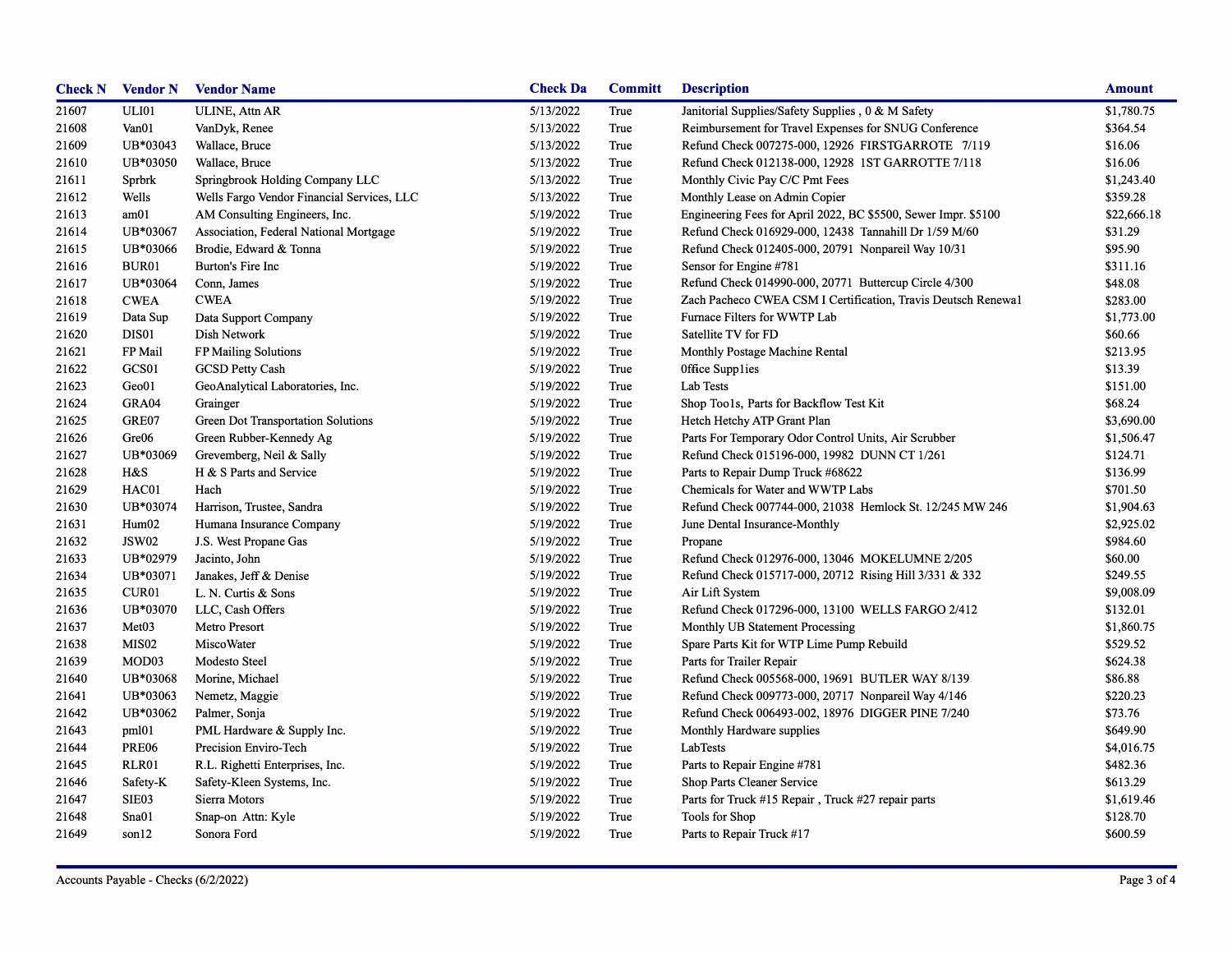| Check N | Vendor N | Vendor Name | Check Da | Committ | Description | Amount |
|---|---|---|---|---|---|---|
| 21607 | ULI01 | ULINE, Attn AR | 5/13/2022 | True | Janitorial Supplies/Safety Supplies , 0 & M Safety | $1,780.75 |
| 21608 | Van01 | VanDyk, Renee | 5/13/2022 | True | Reimbursement for Travel Expenses for SNUG Conference | $364.54 |
| 21609 | UB*03043 | Wallace, Bruce | 5/13/2022 | True | Refund Check 007275-000, 12926 FIRSTGARROTE 7/119 | $16.06 |
| 21610 | UB*03050 | Wallace, Bruce | 5/13/2022 | True | Refund Check 012138-000, 12928 1ST GARROTTE 7/118 | $16.06 |
| 21611 | Sprbrk | Springbrook Holding Company LLC | 5/13/2022 | True | Monthly Civic Pay C/C Pmt Fees | $1,243.40 |
| 21612 | Wells | Wells Fargo Vendor Financial Services, LLC | 5/13/2022 | True | Monthly Lease on Admin Copier | $359.28 |
| 21613 | am01 | AM Consulting Engineers, Inc. | 5/19/2022 | True | Engineering Fees for April 2022, BC $5500, Sewer Impr. $5100 | $22,666.18 |
| 21614 | UB*03067 | Association, Federal National Mortgage | 5/19/2022 | True | Refund Check 016929-000, 12438 Tannahill Dr 1/59 M/60 | $31.29 |
| 21615 | UB*03066 | Brodie, Edward & Tonna | 5/19/2022 | True | Refund Check 012405-000, 20791 Nonpareil Way 10/31 | $95.90 |
| 21616 | BUR01 | Burton's Fire Inc | 5/19/2022 | True | Sensor for Engine #781 | $311.16 |
| 21617 | UB*03064 | Conn, James | 5/19/2022 | True | Refund Check 014990-000, 20771 Buttercup Circle 4/300 | $48.08 |
| 21618 | CWEA | CWEA | 5/19/2022 | True | Zach Pacheco CWEA CSM I Certification, Travis Deutsch Renewa1 | $283.00 |
| 21619 | Data Sup | Data Support Company | 5/19/2022 | True | Furnace Filters for WWTP Lab | $1,773.00 |
| 21620 | DIS01 | Dish Network | 5/19/2022 | True | Satellite TV for FD | $60.66 |
| 21621 | FP Mail | FP Mailing Solutions | 5/19/2022 | True | Monthly Postage Machine Rental | $213.95 |
| 21622 | GCS01 | GCSD Petty Cash | 5/19/2022 | True | 0ffice Supp1ies | $13.39 |
| 21623 | Geo01 | GeoAnalytical Laboratories, Inc. | 5/19/2022 | True | Lab Tests | $151.00 |
| 21624 | GRA04 | Grainger | 5/19/2022 | True | Shop Too1s, Parts for Backflow Test Kit | $68.24 |
| 21625 | GRE07 | Green Dot Transportation Solutions | 5/19/2022 | True | Hetch Hetchy ATP Grant Plan | $3,690.00 |
| 21626 | Gre06 | Green Rubber-Kennedy Ag | 5/19/2022 | True | Parts For Temporary Odor Control Units, Air Scrubber | $1,506.47 |
| 21627 | UB*03069 | Grevemberg, Neil & Sally | 5/19/2022 | True | Refund Check 015196-000, 19982 DUNN CT 1/261 | $124.71 |
| 21628 | H&S | H & S Parts and Service | 5/19/2022 | True | Parts to Repair Dump Truck #68622 | $136.99 |
| 21629 | HAC01 | Hach | 5/19/2022 | True | Chemicals for Water and WWTP Labs | $701.50 |
| 21630 | UB*03074 | Harrison, Trustee, Sandra | 5/19/2022 | True | Refund Check 007744-000, 21038 Hemlock St. 12/245 MW 246 | $1,904.63 |
| 21631 | Hum02 | Humana Insurance Company | 5/19/2022 | True | June Dental Insurance-Monthly | $2,925.02 |
| 21632 | JSW02 | J.S. West Propane Gas | 5/19/2022 | True | Propane | $984.60 |
| 21633 | UB*02979 | Jacinto, John | 5/19/2022 | True | Refund Check 012976-000, 13046 MOKELUMNE 2/205 | $60.00 |
| 21634 | UB*03071 | Janakes, Jeff & Denise | 5/19/2022 | True | Refund Check 015717-000, 20712 Rising Hill 3/331 & 332 | $249.55 |
| 21635 | CUR01 | L. N. Curtis & Sons | 5/19/2022 | True | Air Lift System | $9,008.09 |
| 21636 | UB*03070 | LLC, Cash Offers | 5/19/2022 | True | Refund Check 017296-000, 13100 WELLS FARGO 2/412 | $132.01 |
| 21637 | Met03 | Metro Presort | 5/19/2022 | True | Monthly UB Statement Processing | $1,860.75 |
| 21638 | MIS02 | MiscoWater | 5/19/2022 | True | Spare Parts Kit for WTP Lime Pump Rebuild | $529.52 |
| 21639 | MOD03 | Modesto Steel | 5/19/2022 | True | Parts for Trailer Repair | $624.38 |
| 21640 | UB*03068 | Morine, Michael | 5/19/2022 | True | Refund Check 005568-000, 19691 BUTLER WAY 8/139 | $86.88 |
| 21641 | UB*03063 | Nemetz, Maggie | 5/19/2022 | True | Refund Check 009773-000, 20717 Nonpareil Way 4/146 | $220.23 |
| 21642 | UB*03062 | Palmer, Sonja | 5/19/2022 | True | Refund Check 006493-002, 18976 DIGGER PINE 7/240 | $73.76 |
| 21643 | pml01 | PML Hardware & Supply Inc. | 5/19/2022 | True | Monthly Hardware supplies | $649.90 |
| 21644 | PRE06 | Precision Enviro-Tech | 5/19/2022 | True | LabTests | $4,016.75 |
| 21645 | RLR01 | R.L. Righetti Enterprises, Inc. | 5/19/2022 | True | Parts to Repair Engine #781 | $482.36 |
| 21646 | Safety-K | Safety-Kleen Systems, Inc. | 5/19/2022 | True | Shop Parts Cleaner Service | $613.29 |
| 21647 | SIE03 | Sierra Motors | 5/19/2022 | True | Parts for Truck #15 Repair , Truck #27 repair parts | $1,619.46 |
| 21648 | Sna01 | Snap-on Attn: Kyle | 5/19/2022 | True | Tools for Shop | $128.70 |
| 21649 | son12 | Sonora Ford | 5/19/2022 | True | Parts to Repair Truck #17 | $600.59 |

Accounts Payable - Checks (6/2/2022)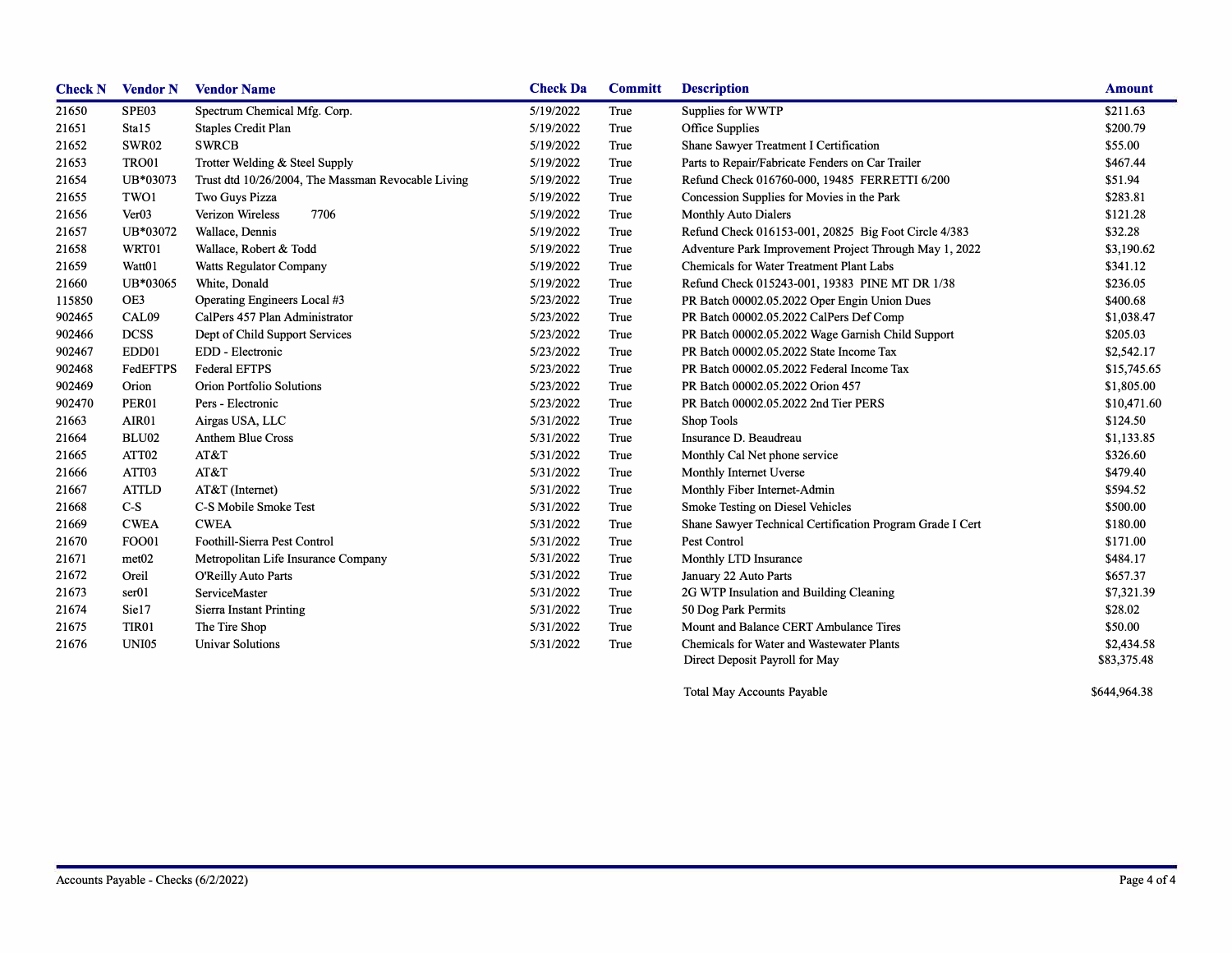| Check N | Vendor N | Vendor Name | Check Da | Commit | Description | Amount |
|---|---|---|---|---|---|---|
| 21650 | SPE03 | Spectrum Chemical Mfg. Corp. | 5/19/2022 | True | Supplies for WWTP | $211.63 |
| 21651 | Sta15 | Staples Credit Plan | 5/19/2022 | True | Office Supplies | $200.79 |
| 21652 | SWR02 | SWRCB | 5/19/2022 | True | Shane Sawyer Treatment I Certification | $55.00 |
| 21653 | TRO01 | Trotter Welding & Steel Supply | 5/19/2022 | True | Parts to Repair/Fabricate Fenders on Car Trailer | $467.44 |
| 21654 | UB*03073 | Trust dtd 10/26/2004, The Massman Revocable Living | 5/19/2022 | True | Refund Check 016760-000, 19485 FERRETTI 6/200 | $51.94 |
| 21655 | TWO1 | Two Guys Pizza | 5/19/2022 | True | Concession Supplies for Movies in the Park | $283.81 |
| 21656 | Ver03 | Verizon Wireless 7706 | 5/19/2022 | True | Monthly Auto Dialers | $121.28 |
| 21657 | UB*03072 | Wallace, Dennis | 5/19/2022 | True | Refund Check 016153-001, 20825 Big Foot Circle 4/383 | $32.28 |
| 21658 | WRT01 | Wallace, Robert & Todd | 5/19/2022 | True | Adventure Park Improvement Project Through May 1, 2022 | $3,190.62 |
| 21659 | Watt01 | Watts Regulator Company | 5/19/2022 | True | Chemicals for Water Treatment Plant Labs | $341.12 |
| 21660 | UB*03065 | White, Donald | 5/19/2022 | True | Refund Check 015243-001, 19383 PINE MT DR 1/38 | $236.05 |
| 115850 | OE3 | Operating Engineers Local #3 | 5/23/2022 | True | PR Batch 00002.05.2022 Oper Engin Union Dues | $400.68 |
| 902465 | CAL09 | CalPers 457 Plan Administrator | 5/23/2022 | True | PR Batch 00002.05.2022 CalPers Def Comp | $1,038.47 |
| 902466 | DCSS | Dept of Child Support Services | 5/23/2022 | True | PR Batch 00002.05.2022 Wage Garnish Child Support | $205.03 |
| 902467 | EDD01 | EDD - Electronic | 5/23/2022 | True | PR Batch 00002.05.2022 State Income Tax | $2,542.17 |
| 902468 | FedEFTPS | Federal EFTPS | 5/23/2022 | True | PR Batch 00002.05.2022 Federal Income Tax | $15,745.65 |
| 902469 | Orion | Orion Portfolio Solutions | 5/23/2022 | True | PR Batch 00002.05.2022 Orion 457 | $1,805.00 |
| 902470 | PER01 | Pers - Electronic | 5/23/2022 | True | PR Batch 00002.05.2022 2nd Tier PERS | $10,471.60 |
| 21663 | AIR01 | Airgas USA, LLC | 5/31/2022 | True | Shop Tools | $124.50 |
| 21664 | BLU02 | Anthem Blue Cross | 5/31/2022 | True | Insurance D. Beaudreau | $1,133.85 |
| 21665 | ATT02 | AT&T | 5/31/2022 | True | Monthly Cal Net phone service | $326.60 |
| 21666 | ATT03 | AT&T | 5/31/2022 | True | Monthly Internet Uverse | $479.40 |
| 21667 | ATTLD | AT&T (Internet) | 5/31/2022 | True | Monthly Fiber Internet-Admin | $594.52 |
| 21668 | C-S | C-S Mobile Smoke Test | 5/31/2022 | True | Smoke Testing on Diesel Vehicles | $500.00 |
| 21669 | CWEA | CWEA | 5/31/2022 | True | Shane Sawyer Technical Certification Program Grade I Cert | $180.00 |
| 21670 | FOO01 | Foothill-Sierra Pest Control | 5/31/2022 | True | Pest Control | $171.00 |
| 21671 | met02 | Metropolitan Life Insurance Company | 5/31/2022 | True | Monthly LTD Insurance | $484.17 |
| 21672 | Oreil | O'Reilly Auto Parts | 5/31/2022 | True | January 22 Auto Parts | $657.37 |
| 21673 | ser01 | ServiceMaster | 5/31/2022 | True | 2G WTP Insulation and Building Cleaning | $7,321.39 |
| 21674 | Sie17 | Sierra Instant Printing | 5/31/2022 | True | 50 Dog Park Permits | $28.02 |
| 21675 | TIR01 | The Tire Shop | 5/31/2022 | True | Mount and Balance CERT Ambulance Tires | $50.00 |
| 21676 | UNI05 | Univar Solutions | 5/31/2022 | True | Chemicals for Water and Wastewater Plants | $2,434.58 |
| | | | | | Direct Deposit Payroll for May | $83,375.48 |
| | | | | | Total May Accounts Payable | $644,964.38 |

Accounts Payable - Checks (6/2/2022)